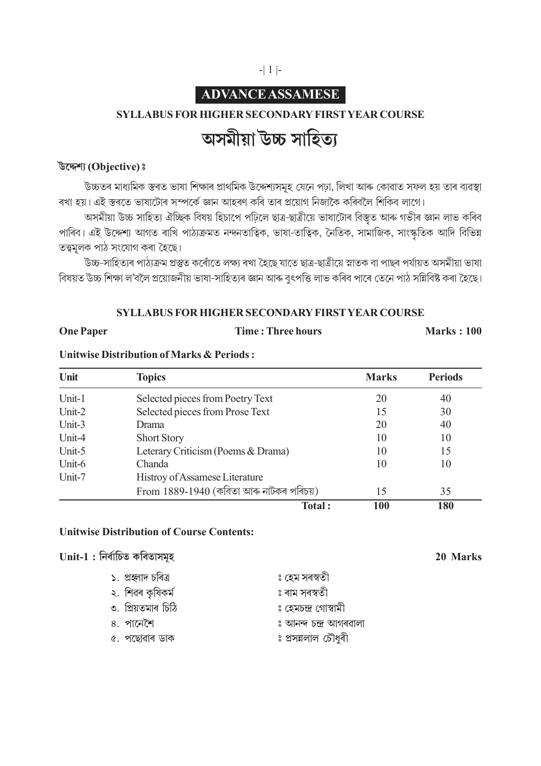# ADVANCE ASSAMESE

## SYLLABUS FOR HIGHER SECONDARY FIRST YEAR COURSE

# অসমীয়া উচ্চ সাহিত্য

**উদ্দেশ্য (Objective) ঃ**

উচ্চতৰ মাধ্যমিক স্তৰত ভাষা শিক্ষাৰ প্ৰাথমিক উদ্দেশ্যসমূহ যেনে পঢ়া, লিখা আৰু কোৱাত সফল হয় তাৰ ব্যৱস্থা ৰখা হয়। এই স্তৰতে ভাষাটোৰ সম্পৰ্কে জ্ঞান আহৰণ কৰি তাৰ প্ৰয়োগ নিজাকৈ কৰিবলৈ শিকিব লাগে।

অসমীয়া উচ্চ সাহিত্য ঐচ্ছিক বিষয় হিচাপে পঢ়িলে ছাত্ৰ-ছাত্ৰীয়ে ভাষাটোৰ বিস্তৃত আৰু গভীৰ জ্ঞান লাভ কৰিব পাৰিব। এই উদ্দেশ্য আগত ৰাখি পাঠ্যক্ৰমত নন্দনতাত্বিক, ভাষা-তাত্বিক, নৈতিক, সামাজিক, সাংস্কৃতিক আদি বিভিন্ন তত্বমূলক পাঠ সংযোগ কৰা হৈছে।

উচ্চ-সাহিত্যৰ পাঠ্যক্ৰম প্ৰস্তুত কৰোঁতে লক্ষ্য ৰখা হৈছে যাতে ছাত্ৰ-ছাত্ৰীয়ে স্নাতক বা পাছৰ পৰ্যায়ত অসমীয়া ভাষা বিষয়ত উচ্চ শিক্ষা ল'বলৈ প্ৰয়োজনীয় ভাষা-সাহিত্যৰ জ্ঞান আৰু বুৎপত্তি লাভ কৰিব পাৰে তেনে পাঠ সন্নিবিষ্ট কৰা হৈছে।

### SYLLABUS FOR HIGHER SECONDARY FIRST YEAR COURSE

**One Paper** | **Time : Three hours** | **Marks : 100**

**Unitwise Distribution of Marks & Periods :**

| Unit | Topics | Marks | Periods |
|---|---|---|---|
| Unit-1 | Selected pieces from Poetry Text | 20 | 40 |
| Unit-2 | Selected pieces from Prose Text | 15 | 30 |
| Unit-3 | Drama | 20 | 40 |
| Unit-4 | Short Story | 10 | 10 |
| Unit-5 | Leterary Criticism (Poems & Drama) | 10 | 15 |
| Unit-6 | Chanda | 10 | 10 |
| Unit-7 | Histroy of Assamese Literature From 1889-1940 (কবিতা আৰু নাটকৰ পৰিচয়) | 15 | 35 |
| | **Total :** | **100** | **180** |

**Unitwise Distribution of Course Contents:**

**Unit-1 : নিৰ্বাচিত কবিতাসমূহ** — **20 Marks**

১. প্ৰহ্লাদ চৰিত্ৰ ঃ হেম সৰস্বতী
২. শিৱৰ কৃষিকৰ্ম ঃ ৰাম সৰস্বতী
৩. প্ৰিয়তমাৰ চিঠি ঃ হেমচন্দ্ৰ গোস্বামী
৪. পানেশৈ ঃ আনন্দ চন্দ্ৰ আগৰৱালা
৫. পছোৱাৰ ডাক ঃ প্ৰসন্নলাল চৌধুৰী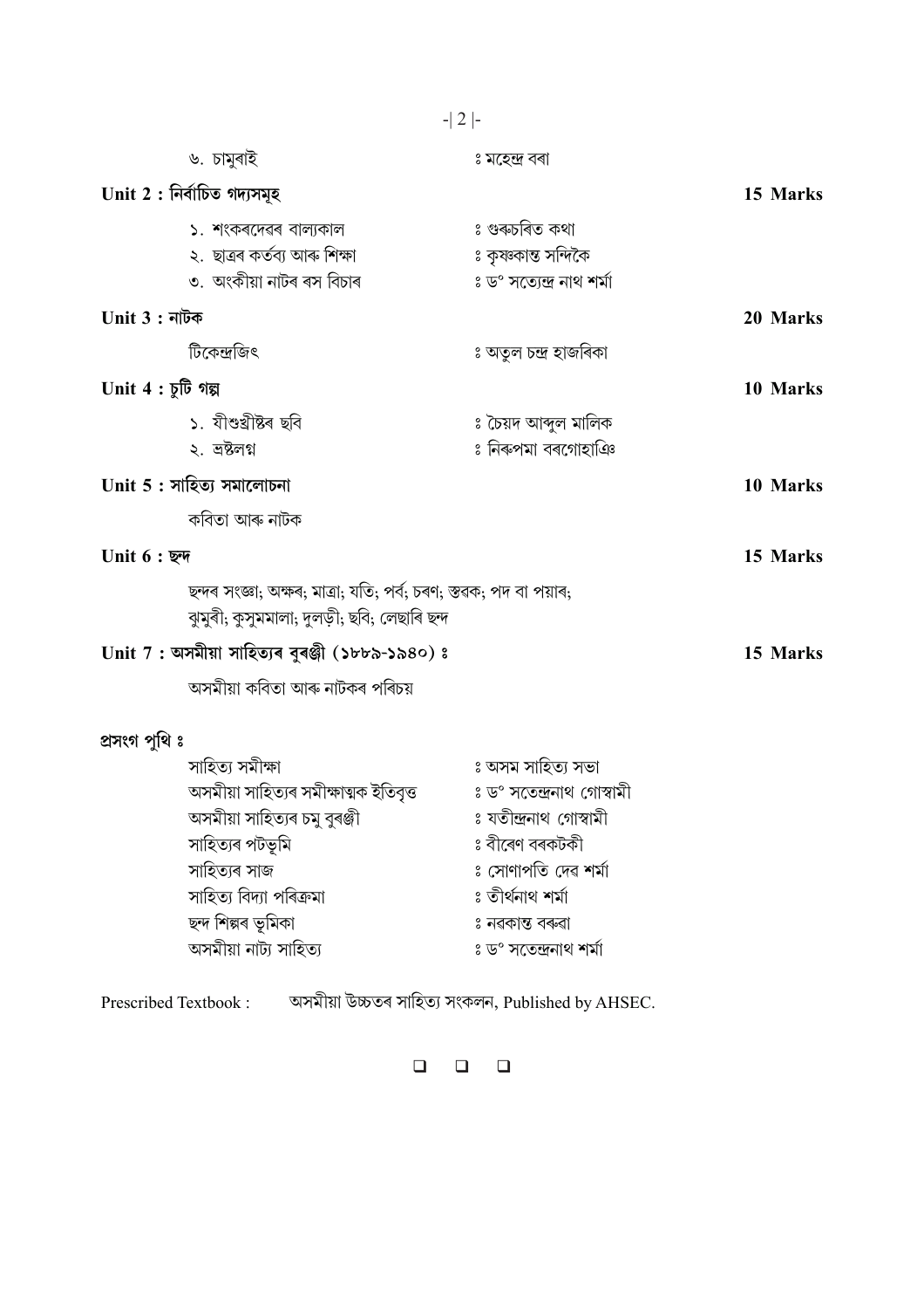৬. চামুৰাই ঃ মহেন্দ্ৰ বৰা

## Unit 2 : নিৰ্বাচিত গদ্যসমূহ — 15 Marks

১. শংকৰদেৱৰ বাল্যকাল ঃ গুৰুচৰিত কথা
২. ছাত্ৰৰ কৰ্তব্য আৰু শিক্ষা ঃ কৃষ্ণকান্ত সন্দিকৈ
৩. অংকীয়া নাটৰ ৰস বিচাৰ ঃ ড° সত্যেন্দ্ৰ নাথ শৰ্মা

## Unit 3 : নাটক — 20 Marks

টিকেন্দ্ৰজিৎ ঃ অতুল চন্দ্ৰ হাজৰিকা

## Unit 4 : চুটি গল্প — 10 Marks

১. যীশুখ্ৰীষ্টৰ ছবি ঃ চৈয়দ আব্দুল মালিক
২. ভ্ৰষ্টলগ্ন ঃ নিৰুপমা বৰগোহাঞি

## Unit 5 : সাহিত্য সমালোচনা — 10 Marks

কবিতা আৰু নাটক

## Unit 6 : ছন্দ — 15 Marks

ছন্দৰ সংজ্ঞা; অক্ষৰ; মাত্ৰা; যতি; পৰ্ব; চৰণ; স্তৱক; পদ বা পয়াৰ; ঝুমুৰী; কুসুমমালা; দুলড়ী; ছবি; লেছাৰি ছন্দ

## Unit 7 : অসমীয়া সাহিত্যৰ বুৰঞ্জী (১৮৮৯-১৯৪০) ঃ — 15 Marks

অসমীয়া কবিতা আৰু নাটকৰ পৰিচয়

**প্ৰসংগ পুথি ঃ**

সাহিত্য সমীক্ষা ঃ অসম সাহিত্য সভা
অসমীয়া সাহিত্যৰ সমীক্ষাত্মক ইতিবৃত্ত ঃ ড° সতেন্দ্ৰনাথ গোস্বামী
অসমীয়া সাহিত্যৰ চমু বুৰঞ্জী ঃ যতীন্দ্ৰনাথ গোস্বামী
সাহিত্যৰ পটভূমি ঃ বীৰেণ বৰকটকী
সাহিত্যৰ সাজ ঃ সোণাপতি দেৱ শৰ্মা
সাহিত্য বিদ্যা পৰিক্ৰমা ঃ তীৰ্থনাথ শৰ্মা
ছন্দ শিল্পৰ ভূমিকা ঃ নৰকান্ত বৰুৱা
অসমীয়া নাট্য সাহিত্য ঃ ড° সতেন্দ্ৰনাথ শৰ্মা

Prescribed Textbook : অসমীয়া উচ্চতৰ সাহিত্য সংকলন, Published by AHSEC.